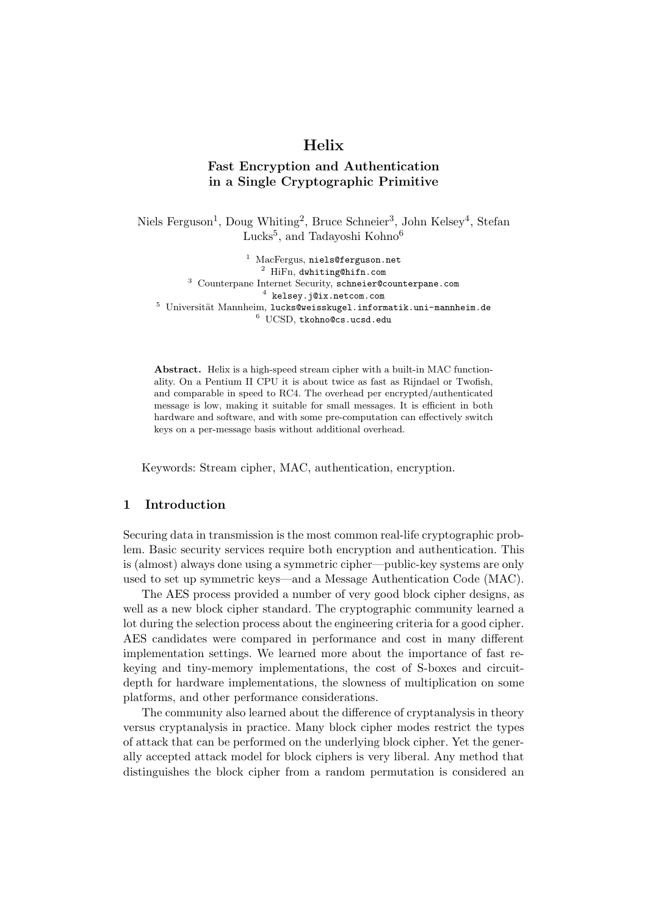# Helix

## Fast Encryption and Authentication in a Single Cryptographic Primitive

Niels Ferguson[1], Doug Whiting[2], Bruce Schneier[3], John Kelsey[4], Stefan Lucks[5], and Tadayoshi Kohno[6]

[1] MacFergus, niels@ferguson.net
[2] HiFn, dwhiting@hifn.com
[3] Counterpane Internet Security, schneier@counterpane.com
[4] kelsey.j@ix.netcom.com
[5] Universität Mannheim, lucks@weisskugel.informatik.uni-mannheim.de
[6] UCSD, tkohno@cs.ucsd.edu

**Abstract.** Helix is a high-speed stream cipher with a built-in MAC functionality. On a Pentium II CPU it is about twice as fast as Rijndael or Twofish, and comparable in speed to RC4. The overhead per encrypted/authenticated message is low, making it suitable for small messages. It is efficient in both hardware and software, and with some pre-computation can effectively switch keys on a per-message basis without additional overhead.

Keywords: Stream cipher, MAC, authentication, encryption.

## 1 Introduction

Securing data in transmission is the most common real-life cryptographic problem. Basic security services require both encryption and authentication. This is (almost) always done using a symmetric cipher—public-key systems are only used to set up symmetric keys—and a Message Authentication Code (MAC).

The AES process provided a number of very good block cipher designs, as well as a new block cipher standard. The cryptographic community learned a lot during the selection process about the engineering criteria for a good cipher. AES candidates were compared in performance and cost in many different implementation settings. We learned more about the importance of fast rekeying and tiny-memory implementations, the cost of S-boxes and circuit-depth for hardware implementations, the slowness of multiplication on some platforms, and other performance considerations.

The community also learned about the difference of cryptanalysis in theory versus cryptanalysis in practice. Many block cipher modes restrict the types of attack that can be performed on the underlying block cipher. Yet the generally accepted attack model for block ciphers is very liberal. Any method that distinguishes the block cipher from a random permutation is considered an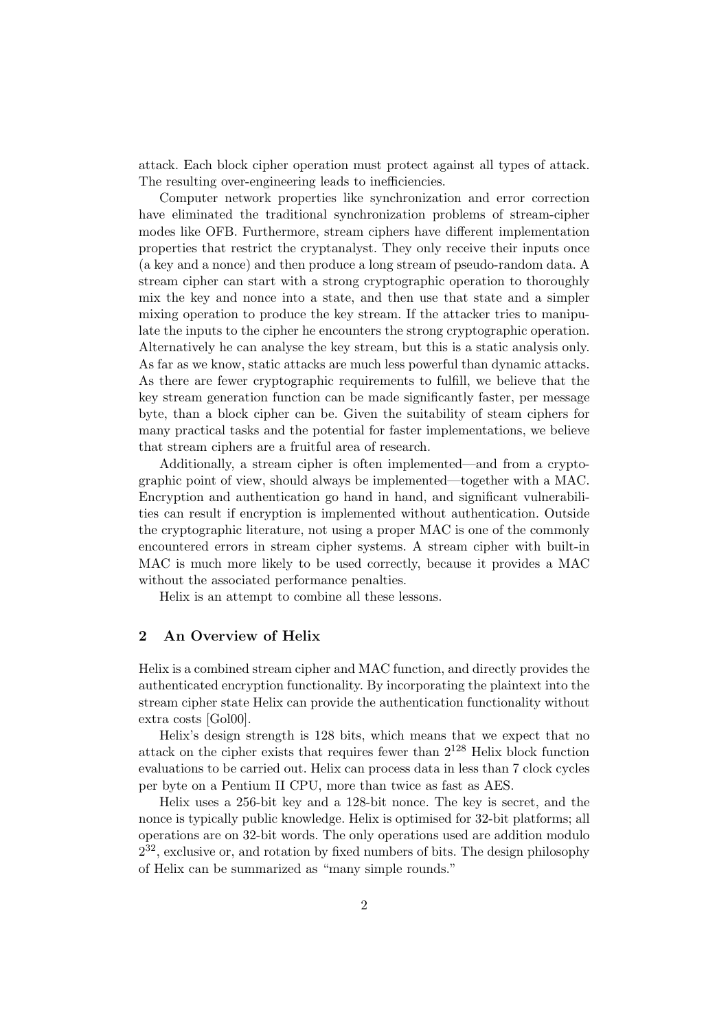attack. Each block cipher operation must protect against all types of attack. The resulting over-engineering leads to inefficiencies.

Computer network properties like synchronization and error correction have eliminated the traditional synchronization problems of stream-cipher modes like OFB. Furthermore, stream ciphers have different implementation properties that restrict the cryptanalyst. They only receive their inputs once (a key and a nonce) and then produce a long stream of pseudo-random data. A stream cipher can start with a strong cryptographic operation to thoroughly mix the key and nonce into a state, and then use that state and a simpler mixing operation to produce the key stream. If the attacker tries to manipulate the inputs to the cipher he encounters the strong cryptographic operation. Alternatively he can analyse the key stream, but this is a static analysis only. As far as we know, static attacks are much less powerful than dynamic attacks. As there are fewer cryptographic requirements to fulfill, we believe that the key stream generation function can be made significantly faster, per message byte, than a block cipher can be. Given the suitability of steam ciphers for many practical tasks and the potential for faster implementations, we believe that stream ciphers are a fruitful area of research.

Additionally, a stream cipher is often implemented—and from a cryptographic point of view, should always be implemented—together with a MAC. Encryption and authentication go hand in hand, and significant vulnerabilities can result if encryption is implemented without authentication. Outside the cryptographic literature, not using a proper MAC is one of the commonly encountered errors in stream cipher systems. A stream cipher with built-in MAC is much more likely to be used correctly, because it provides a MAC without the associated performance penalties.

Helix is an attempt to combine all these lessons.

## 2 An Overview of Helix

Helix is a combined stream cipher and MAC function, and directly provides the authenticated encryption functionality. By incorporating the plaintext into the stream cipher state Helix can provide the authentication functionality without extra costs [Gol00].

Helix's design strength is 128 bits, which means that we expect that no attack on the cipher exists that requires fewer than $2^{128}$ Helix block function evaluations to be carried out. Helix can process data in less than 7 clock cycles per byte on a Pentium II CPU, more than twice as fast as AES.

Helix uses a 256-bit key and a 128-bit nonce. The key is secret, and the nonce is typically public knowledge. Helix is optimised for 32-bit platforms; all operations are on 32-bit words. The only operations used are addition modulo $2^{32}$, exclusive or, and rotation by fixed numbers of bits. The design philosophy of Helix can be summarized as "many simple rounds."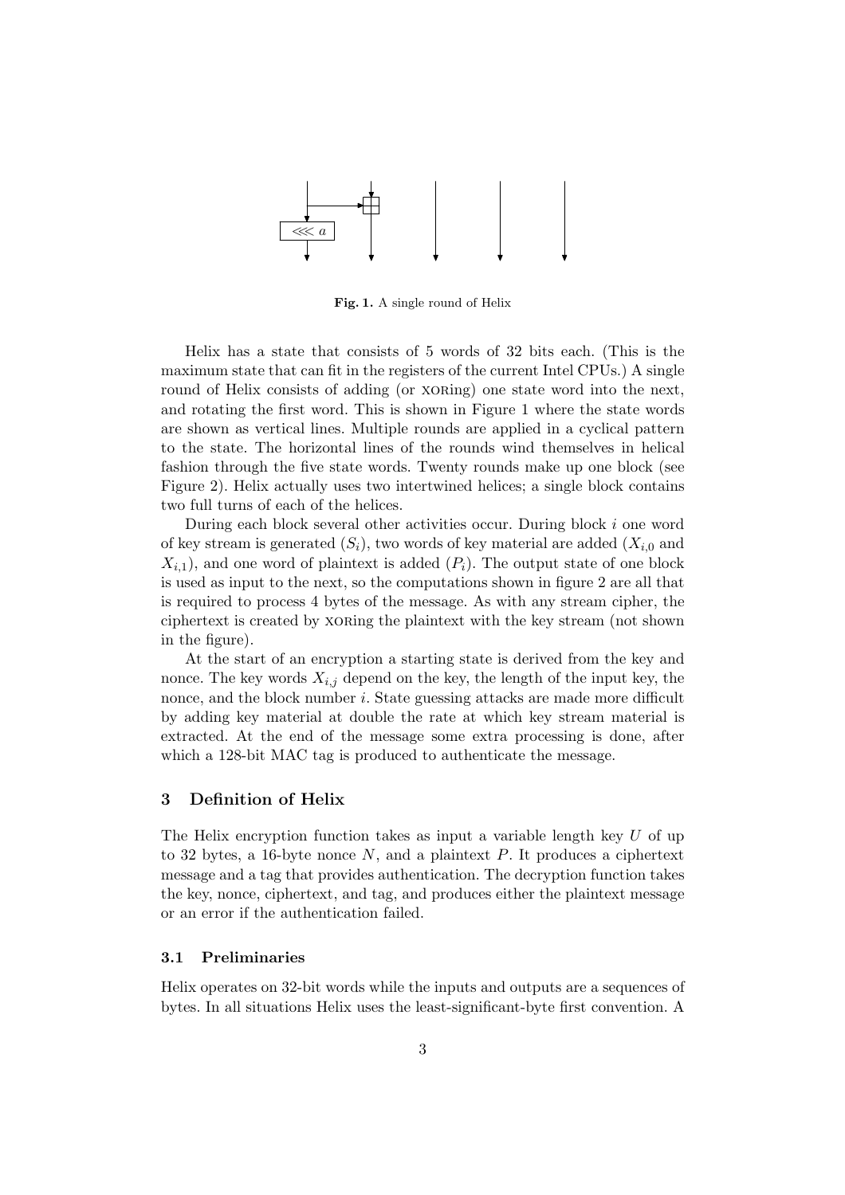Fig. 1. A single round of Helix

Helix has a state that consists of 5 words of 32 bits each. (This is the maximum state that can fit in the registers of the current Intel CPUs.) A single round of Helix consists of adding (or XORing) one state word into the next, and rotating the first word. This is shown in Figure 1 where the state words are shown as vertical lines. Multiple rounds are applied in a cyclical pattern to the state. The horizontal lines of the rounds wind themselves in helical fashion through the five state words. Twenty rounds make up one block (see Figure 2). Helix actually uses two intertwined helices; a single block contains two full turns of each of the helices.

During each block several other activities occur. During block $i$ one word of key stream is generated ($S_i$), two words of key material are added ($X_{i,0}$ and $X_{i,1}$), and one word of plaintext is added ($P_i$). The output state of one block is used as input to the next, so the computations shown in figure 2 are all that is required to process 4 bytes of the message. As with any stream cipher, the ciphertext is created by XORing the plaintext with the key stream (not shown in the figure).

At the start of an encryption a starting state is derived from the key and nonce. The key words $X_{i,j}$ depend on the key, the length of the input key, the nonce, and the block number $i$. State guessing attacks are made more difficult by adding key material at double the rate at which key stream material is extracted. At the end of the message some extra processing is done, after which a 128-bit MAC tag is produced to authenticate the message.

## 3 Definition of Helix

The Helix encryption function takes as input a variable length key $U$ of up to 32 bytes, a 16-byte nonce $N$, and a plaintext $P$. It produces a ciphertext message and a tag that provides authentication. The decryption function takes the key, nonce, ciphertext, and tag, and produces either the plaintext message or an error if the authentication failed.

### 3.1 Preliminaries

Helix operates on 32-bit words while the inputs and outputs are a sequences of bytes. In all situations Helix uses the least-significant-byte first convention. A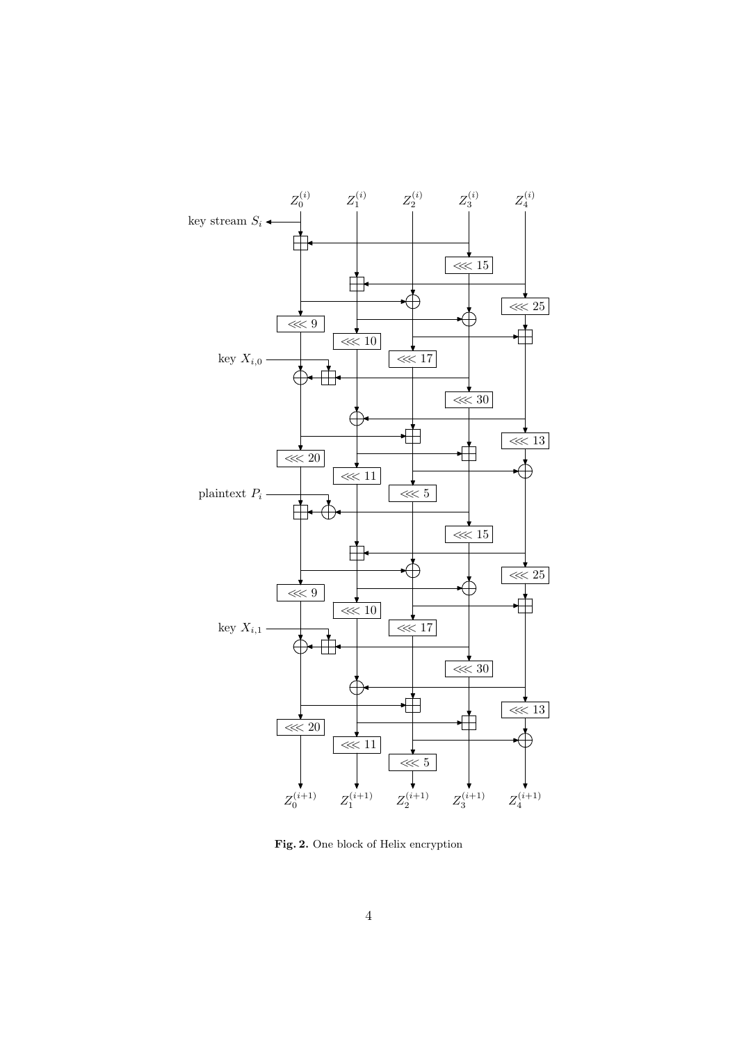Fig. 2. One block of Helix encryption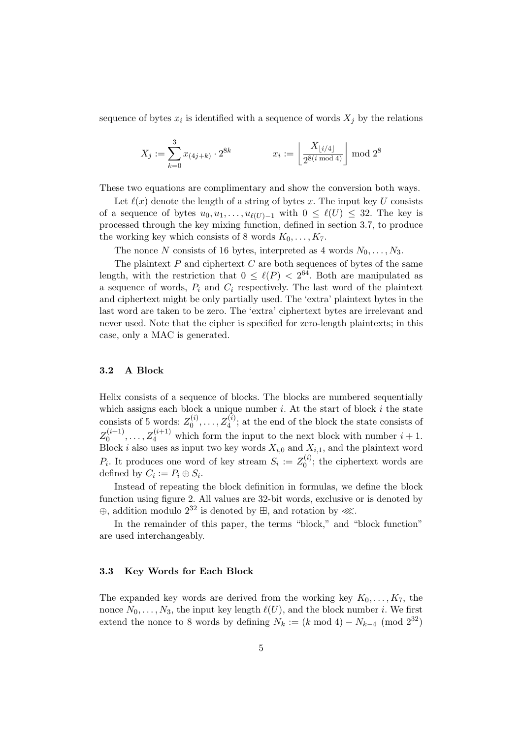sequence of bytes $x_i$ is identified with a sequence of words $X_j$ by the relations

$$X_j := \sum_{k=0}^{3} x_{(4j+k)} \cdot 2^{8k} \qquad\qquad x_i := \left\lfloor \frac{X_{\lfloor i/4 \rfloor}}{2^{8(i \bmod 4)}} \right\rfloor \bmod 2^8$$

These two equations are complimentary and show the conversion both ways.

Let $\ell(x)$ denote the length of a string of bytes $x$. The input key $U$ consists of a sequence of bytes $u_0, u_1, \ldots, u_{\ell(U)-1}$ with $0 \leq \ell(U) \leq 32$. The key is processed through the key mixing function, defined in section 3.7, to produce the working key which consists of 8 words $K_0, \ldots, K_7$.

The nonce $N$ consists of 16 bytes, interpreted as 4 words $N_0, \ldots, N_3$.

The plaintext $P$ and ciphertext $C$ are both sequences of bytes of the same length, with the restriction that $0 \leq \ell(P) < 2^{64}$. Both are manipulated as a sequence of words, $P_i$ and $C_i$ respectively. The last word of the plaintext and ciphertext might be only partially used. The 'extra' plaintext bytes in the last word are taken to be zero. The 'extra' ciphertext bytes are irrelevant and never used. Note that the cipher is specified for zero-length plaintexts; in this case, only a MAC is generated.

### 3.2 A Block

Helix consists of a sequence of blocks. The blocks are numbered sequentially which assigns each block a unique number $i$. At the start of block $i$ the state consists of 5 words: $Z_0^{(i)}, \ldots, Z_4^{(i)}$; at the end of the block the state consists of $Z_0^{(i+1)}, \ldots, Z_4^{(i+1)}$ which form the input to the next block with number $i+1$. Block $i$ also uses as input two key words $X_{i,0}$ and $X_{i,1}$, and the plaintext word $P_i$. It produces one word of key stream $S_i := Z_0^{(i)}$; the ciphertext words are defined by $C_i := P_i \oplus S_i$.

Instead of repeating the block definition in formulas, we define the block function using figure 2. All values are 32-bit words, exclusive or is denoted by $\oplus$, addition modulo $2^{32}$ is denoted by $\boxplus$, and rotation by $\lll$.

In the remainder of this paper, the terms "block," and "block function" are used interchangeably.

### 3.3 Key Words for Each Block

The expanded key words are derived from the working key $K_0, \ldots, K_7$, the nonce $N_0, \ldots, N_3$, the input key length $\ell(U)$, and the block number $i$. We first extend the nonce to 8 words by defining $N_k := (k \bmod 4) - N_{k-4} \pmod{2^{32}}$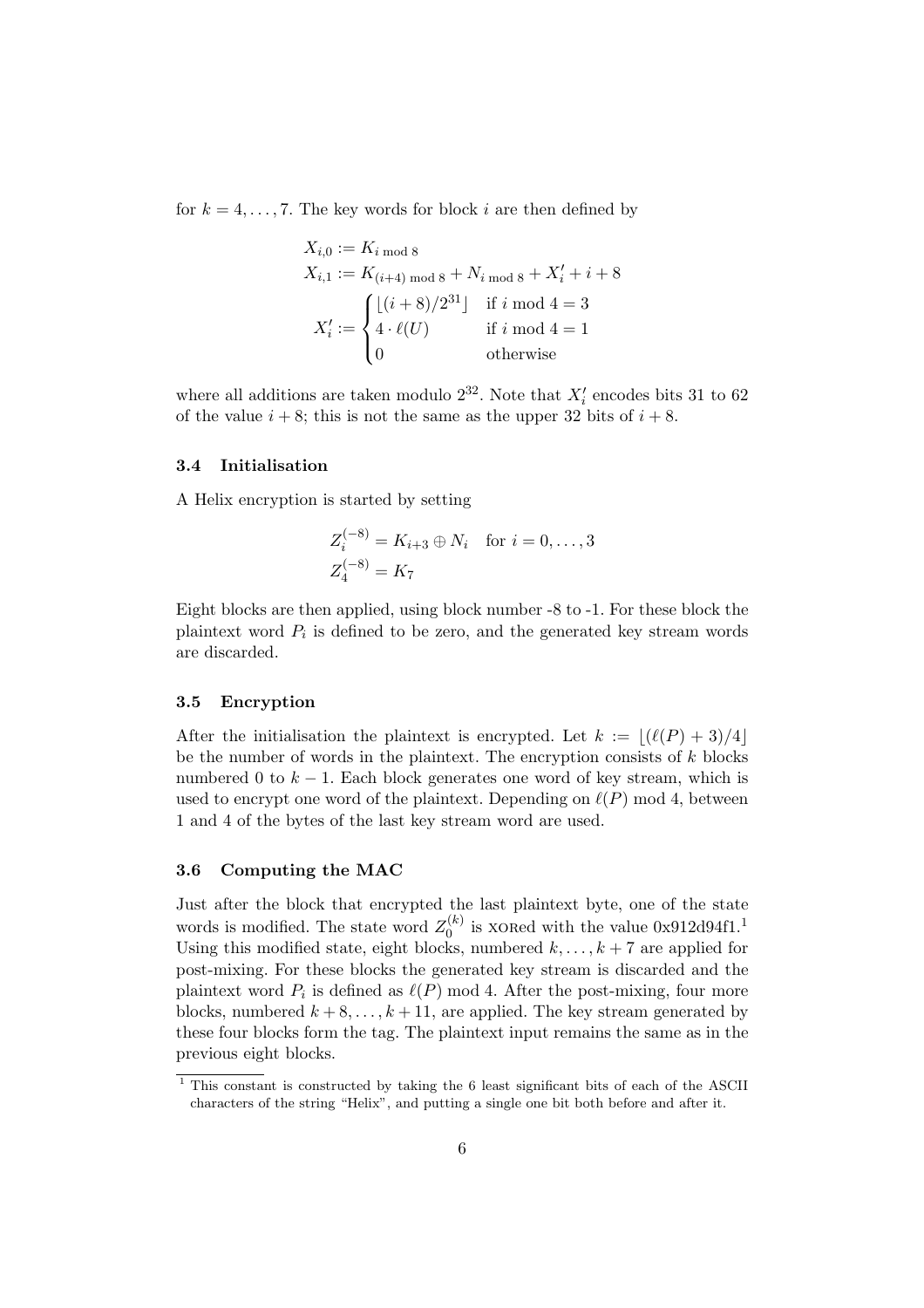for $k = 4, \ldots, 7$. The key words for block $i$ are then defined by

$$
\begin{aligned}
X_{i,0} &:= K_{i \bmod 8} \\
X_{i,1} &:= K_{(i+4) \bmod 8} + N_{i \bmod 8} + X'_i + i + 8 \\
X'_i &:= \begin{cases} \lfloor (i+8)/2^{31} \rfloor & \text{if } i \bmod 4 = 3 \\ 4 \cdot \ell(U) & \text{if } i \bmod 4 = 1 \\ 0 & \text{otherwise} \end{cases}
\end{aligned}
$$

where all additions are taken modulo $2^{32}$. Note that $X'_i$ encodes bits 31 to 62 of the value $i + 8$; this is not the same as the upper 32 bits of $i + 8$.

### 3.4 Initialisation

A Helix encryption is started by setting

$$
\begin{aligned}
Z_i^{(-8)} &= K_{i+3} \oplus N_i \quad \text{for } i = 0, \ldots, 3 \\
Z_4^{(-8)} &= K_7
\end{aligned}
$$

Eight blocks are then applied, using block number -8 to -1. For these block the plaintext word $P_i$ is defined to be zero, and the generated key stream words are discarded.

### 3.5 Encryption

After the initialisation the plaintext is encrypted. Let $k := \lfloor (\ell(P) + 3)/4 \rfloor$ be the number of words in the plaintext. The encryption consists of $k$ blocks numbered 0 to $k - 1$. Each block generates one word of key stream, which is used to encrypt one word of the plaintext. Depending on $\ell(P) \bmod 4$, between 1 and 4 of the bytes of the last key stream word are used.

### 3.6 Computing the MAC

Just after the block that encrypted the last plaintext byte, one of the state words is modified. The state word $Z_0^{(k)}$ is XORed with the value 0x912d94f1.[1] Using this modified state, eight blocks, numbered $k, \ldots, k+7$ are applied for post-mixing. For these blocks the generated key stream is discarded and the plaintext word $P_i$ is defined as $\ell(P) \bmod 4$. After the post-mixing, four more blocks, numbered $k+8, \ldots, k+11$, are applied. The key stream generated by these four blocks form the tag. The plaintext input remains the same as in the previous eight blocks.

[1] This constant is constructed by taking the 6 least significant bits of each of the ASCII characters of the string "Helix", and putting a single one bit both before and after it.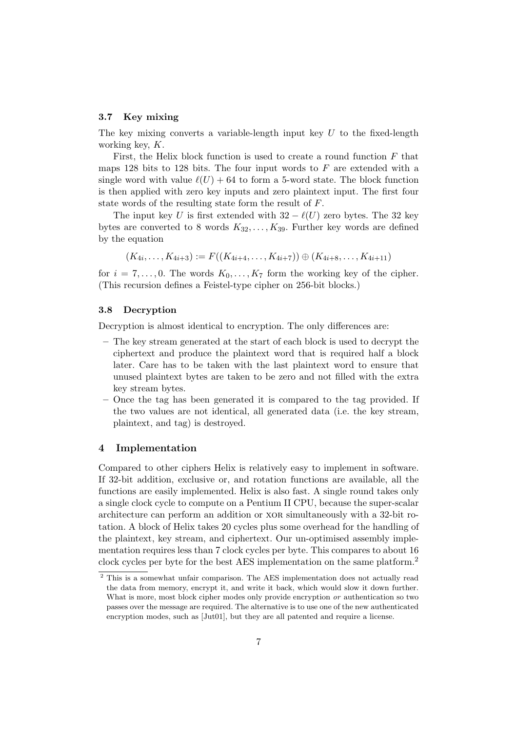### 3.7 Key mixing

The key mixing converts a variable-length input key $U$ to the fixed-length working key, $K$.

First, the Helix block function is used to create a round function $F$ that maps 128 bits to 128 bits. The four input words to $F$ are extended with a single word with value $\ell(U) + 64$ to form a 5-word state. The block function is then applied with zero key inputs and zero plaintext input. The first four state words of the resulting state form the result of $F$.

The input key $U$ is first extended with $32 - \ell(U)$ zero bytes. The 32 key bytes are converted to 8 words $K_{32}, \ldots, K_{39}$. Further key words are defined by the equation

$$(K_{4i}, \ldots, K_{4i+3}) := F((K_{4i+4}, \ldots, K_{4i+7})) \oplus (K_{4i+8}, \ldots, K_{4i+11})$$

for $i = 7, \ldots, 0$. The words $K_0, \ldots, K_7$ form the working key of the cipher. (This recursion defines a Feistel-type cipher on 256-bit blocks.)

### 3.8 Decryption

Decryption is almost identical to encryption. The only differences are:

- The key stream generated at the start of each block is used to decrypt the ciphertext and produce the plaintext word that is required half a block later. Care has to be taken with the last plaintext word to ensure that unused plaintext bytes are taken to be zero and not filled with the extra key stream bytes.
- Once the tag has been generated it is compared to the tag provided. If the two values are not identical, all generated data (i.e. the key stream, plaintext, and tag) is destroyed.

## 4 Implementation

Compared to other ciphers Helix is relatively easy to implement in software. If 32-bit addition, exclusive or, and rotation functions are available, all the functions are easily implemented. Helix is also fast. A single round takes only a single clock cycle to compute on a Pentium II CPU, because the super-scalar architecture can perform an addition or XOR simultaneously with a 32-bit rotation. A block of Helix takes 20 cycles plus some overhead for the handling of the plaintext, key stream, and ciphertext. Our un-optimised assembly implementation requires less than 7 clock cycles per byte. This compares to about 16 clock cycles per byte for the best AES implementation on the same platform.[2]

[2] This is a somewhat unfair comparison. The AES implementation does not actually read the data from memory, encrypt it, and write it back, which would slow it down further. What is more, most block cipher modes only provide encryption *or* authentication so two passes over the message are required. The alternative is to use one of the new authenticated encryption modes, such as [Jut01], but they are all patented and require a license.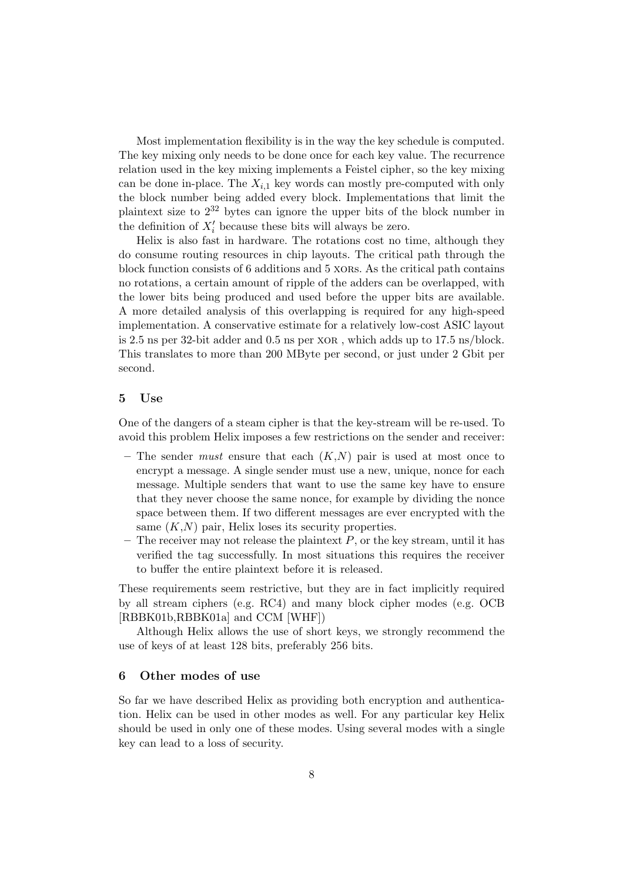Most implementation flexibility is in the way the key schedule is computed. The key mixing only needs to be done once for each key value. The recurrence relation used in the key mixing implements a Feistel cipher, so the key mixing can be done in-place. The $X_{i,1}$ key words can mostly pre-computed with only the block number being added every block. Implementations that limit the plaintext size to $2^{32}$ bytes can ignore the upper bits of the block number in the definition of $X_i'$ because these bits will always be zero.

Helix is also fast in hardware. The rotations cost no time, although they do consume routing resources in chip layouts. The critical path through the block function consists of 6 additions and 5 XORs. As the critical path contains no rotations, a certain amount of ripple of the adders can be overlapped, with the lower bits being produced and used before the upper bits are available. A more detailed analysis of this overlapping is required for any high-speed implementation. A conservative estimate for a relatively low-cost ASIC layout is 2.5 ns per 32-bit adder and 0.5 ns per XOR , which adds up to 17.5 ns/block. This translates to more than 200 MByte per second, or just under 2 Gbit per second.

## 5 Use

One of the dangers of a steam cipher is that the key-stream will be re-used. To avoid this problem Helix imposes a few restrictions on the sender and receiver:

- The sender *must* ensure that each $(K,N)$ pair is used at most once to encrypt a message. A single sender must use a new, unique, nonce for each message. Multiple senders that want to use the same key have to ensure that they never choose the same nonce, for example by dividing the nonce space between them. If two different messages are ever encrypted with the same $(K,N)$ pair, Helix loses its security properties.
- The receiver may not release the plaintext $P$, or the key stream, until it has verified the tag successfully. In most situations this requires the receiver to buffer the entire plaintext before it is released.

These requirements seem restrictive, but they are in fact implicitly required by all stream ciphers (e.g. RC4) and many block cipher modes (e.g. OCB [RBBK01b,RBBK01a] and CCM [WHF])

Although Helix allows the use of short keys, we strongly recommend the use of keys of at least 128 bits, preferably 256 bits.

## 6 Other modes of use

So far we have described Helix as providing both encryption and authentication. Helix can be used in other modes as well. For any particular key Helix should be used in only one of these modes. Using several modes with a single key can lead to a loss of security.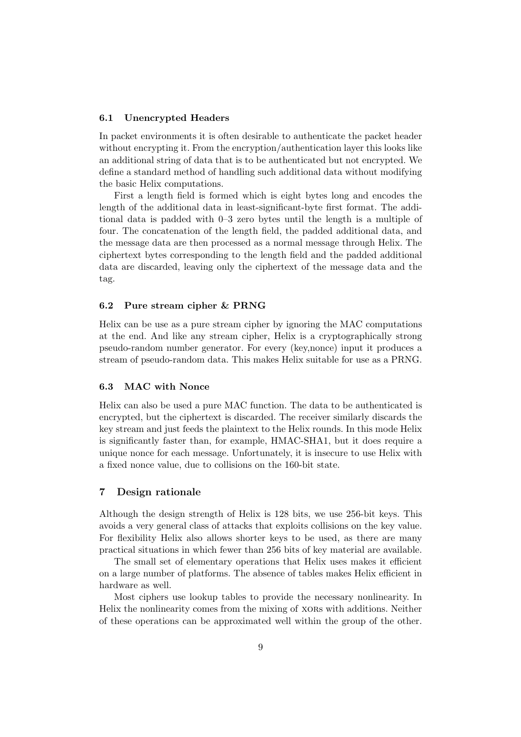### 6.1 Unencrypted Headers

In packet environments it is often desirable to authenticate the packet header without encrypting it. From the encryption/authentication layer this looks like an additional string of data that is to be authenticated but not encrypted. We define a standard method of handling such additional data without modifying the basic Helix computations.

First a length field is formed which is eight bytes long and encodes the length of the additional data in least-significant-byte first format. The additional data is padded with 0–3 zero bytes until the length is a multiple of four. The concatenation of the length field, the padded additional data, and the message data are then processed as a normal message through Helix. The ciphertext bytes corresponding to the length field and the padded additional data are discarded, leaving only the ciphertext of the message data and the tag.

### 6.2 Pure stream cipher & PRNG

Helix can be use as a pure stream cipher by ignoring the MAC computations at the end. And like any stream cipher, Helix is a cryptographically strong pseudo-random number generator. For every (key,nonce) input it produces a stream of pseudo-random data. This makes Helix suitable for use as a PRNG.

### 6.3 MAC with Nonce

Helix can also be used a pure MAC function. The data to be authenticated is encrypted, but the ciphertext is discarded. The receiver similarly discards the key stream and just feeds the plaintext to the Helix rounds. In this mode Helix is significantly faster than, for example, HMAC-SHA1, but it does require a unique nonce for each message. Unfortunately, it is insecure to use Helix with a fixed nonce value, due to collisions on the 160-bit state.

## 7 Design rationale

Although the design strength of Helix is 128 bits, we use 256-bit keys. This avoids a very general class of attacks that exploits collisions on the key value. For flexibility Helix also allows shorter keys to be used, as there are many practical situations in which fewer than 256 bits of key material are available.

The small set of elementary operations that Helix uses makes it efficient on a large number of platforms. The absence of tables makes Helix efficient in hardware as well.

Most ciphers use lookup tables to provide the necessary nonlinearity. In Helix the nonlinearity comes from the mixing of XORs with additions. Neither of these operations can be approximated well within the group of the other.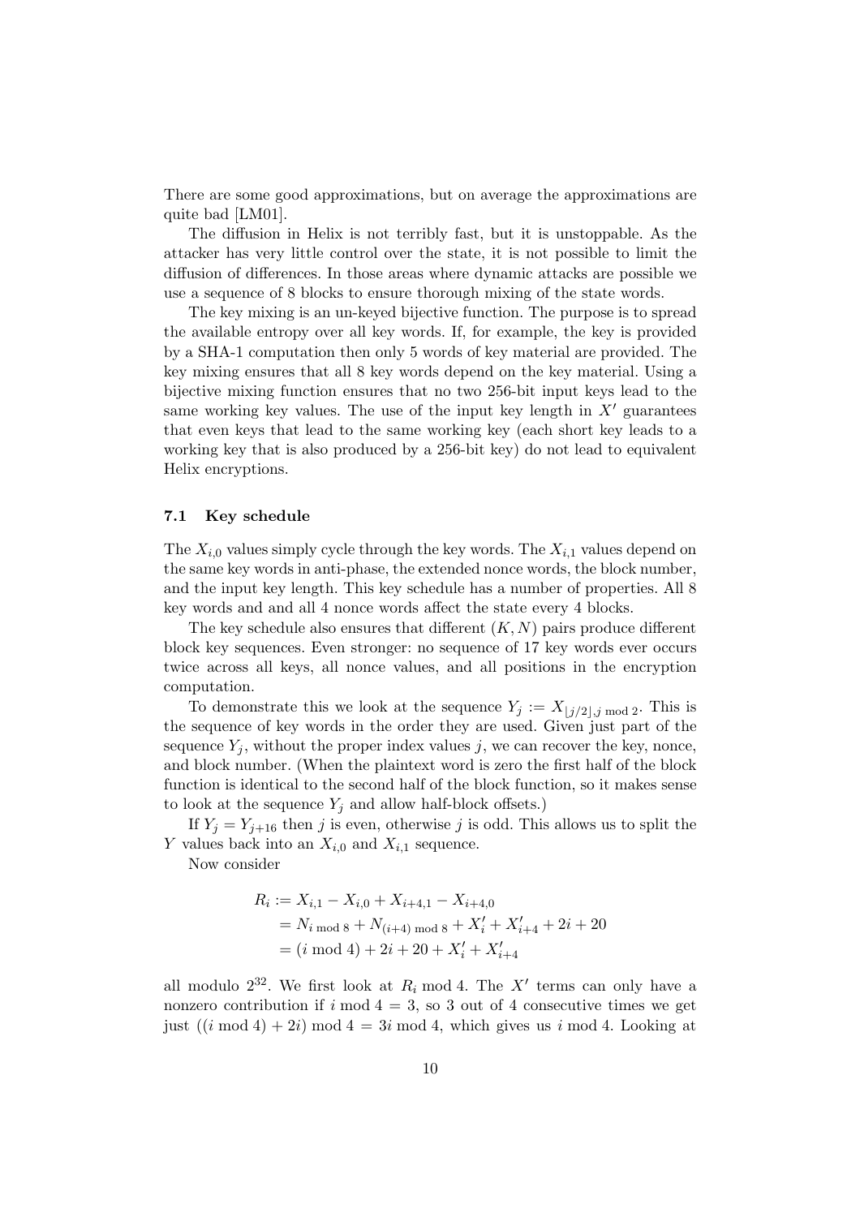There are some good approximations, but on average the approximations are quite bad [LM01].

The diffusion in Helix is not terribly fast, but it is unstoppable. As the attacker has very little control over the state, it is not possible to limit the diffusion of differences. In those areas where dynamic attacks are possible we use a sequence of 8 blocks to ensure thorough mixing of the state words.

The key mixing is an un-keyed bijective function. The purpose is to spread the available entropy over all key words. If, for example, the key is provided by a SHA-1 computation then only 5 words of key material are provided. The key mixing ensures that all 8 key words depend on the key material. Using a bijective mixing function ensures that no two 256-bit input keys lead to the same working key values. The use of the input key length in $X'$ guarantees that even keys that lead to the same working key (each short key leads to a working key that is also produced by a 256-bit key) do not lead to equivalent Helix encryptions.

### 7.1 Key schedule

The $X_{i,0}$ values simply cycle through the key words. The $X_{i,1}$ values depend on the same key words in anti-phase, the extended nonce words, the block number, and the input key length. This key schedule has a number of properties. All 8 key words and and all 4 nonce words affect the state every 4 blocks.

The key schedule also ensures that different $(K, N)$ pairs produce different block key sequences. Even stronger: no sequence of 17 key words ever occurs twice across all keys, all nonce values, and all positions in the encryption computation.

To demonstrate this we look at the sequence $Y_j := X_{\lfloor j/2 \rfloor, j \bmod 2}$. This is the sequence of key words in the order they are used. Given just part of the sequence $Y_j$, without the proper index values $j$, we can recover the key, nonce, and block number. (When the plaintext word is zero the first half of the block function is identical to the second half of the block function, so it makes sense to look at the sequence $Y_j$ and allow half-block offsets.)

If $Y_j = Y_{j+16}$ then $j$ is even, otherwise $j$ is odd. This allows us to split the $Y$ values back into an $X_{i,0}$ and $X_{i,1}$ sequence.

Now consider

$$
\begin{aligned}
R_i &:= X_{i,1} - X_{i,0} + X_{i+4,1} - X_{i+4,0} \\
&= N_{i \bmod 8} + N_{(i+4) \bmod 8} + X'_i + X'_{i+4} + 2i + 20 \\
&= (i \bmod 4) + 2i + 20 + X'_i + X'_{i+4}
\end{aligned}
$$

all modulo $2^{32}$. We first look at $R_i \bmod 4$. The $X'$ terms can only have a nonzero contribution if $i \bmod 4 = 3$, so 3 out of 4 consecutive times we get just $((i \bmod 4) + 2i) \bmod 4 = 3i \bmod 4$, which gives us $i \bmod 4$. Looking at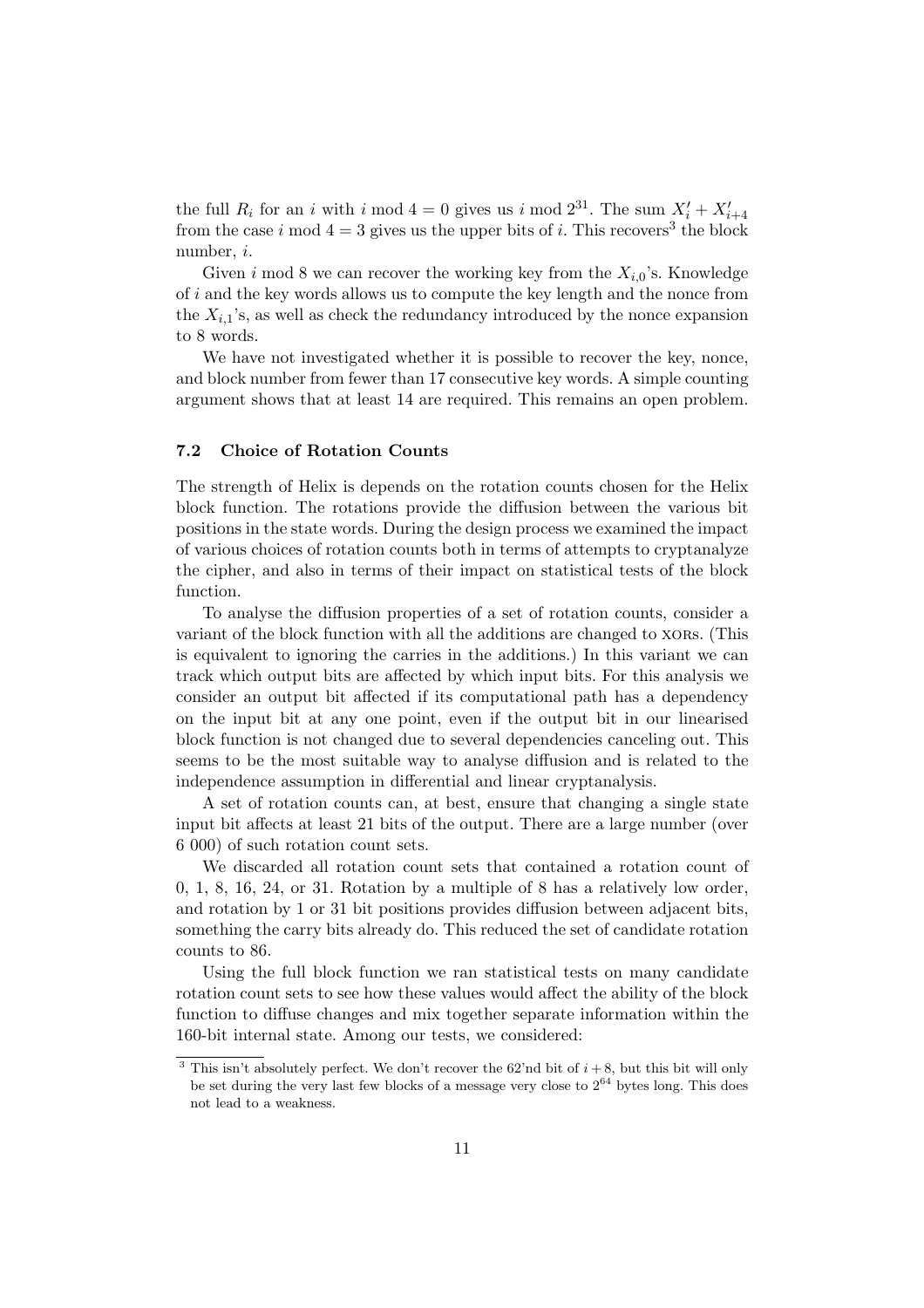the full $R_i$ for an $i$ with $i \bmod 4 = 0$ gives us $i \bmod 2^{31}$. The sum $X'_i + X'_{i+4}$ from the case $i \bmod 4 = 3$ gives us the upper bits of $i$. This recovers[3] the block number, $i$.

Given $i \bmod 8$ we can recover the working key from the $X_{i,0}$'s. Knowledge of $i$ and the key words allows us to compute the key length and the nonce from the $X_{i,1}$'s, as well as check the redundancy introduced by the nonce expansion to 8 words.

We have not investigated whether it is possible to recover the key, nonce, and block number from fewer than 17 consecutive key words. A simple counting argument shows that at least 14 are required. This remains an open problem.

### 7.2 Choice of Rotation Counts

The strength of Helix is depends on the rotation counts chosen for the Helix block function. The rotations provide the diffusion between the various bit positions in the state words. During the design process we examined the impact of various choices of rotation counts both in terms of attempts to cryptanalyze the cipher, and also in terms of their impact on statistical tests of the block function.

To analyse the diffusion properties of a set of rotation counts, consider a variant of the block function with all the additions are changed to XORs. (This is equivalent to ignoring the carries in the additions.) In this variant we can track which output bits are affected by which input bits. For this analysis we consider an output bit affected if its computational path has a dependency on the input bit at any one point, even if the output bit in our linearised block function is not changed due to several dependencies canceling out. This seems to be the most suitable way to analyse diffusion and is related to the independence assumption in differential and linear cryptanalysis.

A set of rotation counts can, at best, ensure that changing a single state input bit affects at least 21 bits of the output. There are a large number (over 6 000) of such rotation count sets.

We discarded all rotation count sets that contained a rotation count of 0, 1, 8, 16, 24, or 31. Rotation by a multiple of 8 has a relatively low order, and rotation by 1 or 31 bit positions provides diffusion between adjacent bits, something the carry bits already do. This reduced the set of candidate rotation counts to 86.

Using the full block function we ran statistical tests on many candidate rotation count sets to see how these values would affect the ability of the block function to diffuse changes and mix together separate information within the 160-bit internal state. Among our tests, we considered:

[3] This isn't absolutely perfect. We don't recover the 62'nd bit of $i + 8$, but this bit will only be set during the very last few blocks of a message very close to $2^{64}$ bytes long. This does not lead to a weakness.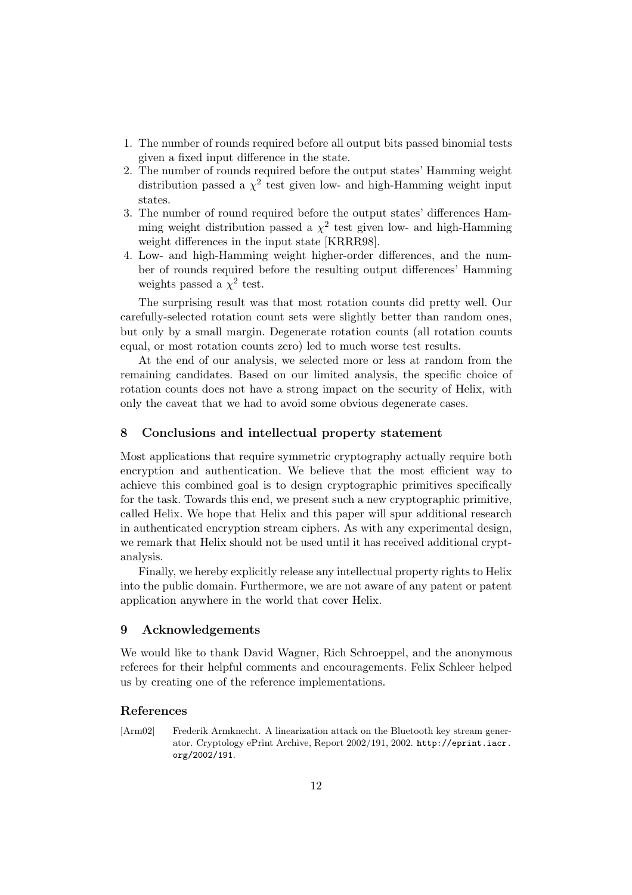1. The number of rounds required before all output bits passed binomial tests given a fixed input difference in the state.
2. The number of rounds required before the output states' Hamming weight distribution passed a $\chi^2$ test given low- and high-Hamming weight input states.
3. The number of round required before the output states' differences Hamming weight distribution passed a $\chi^2$ test given low- and high-Hamming weight differences in the input state [KRRR98].
4. Low- and high-Hamming weight higher-order differences, and the number of rounds required before the resulting output differences' Hamming weights passed a $\chi^2$ test.

The surprising result was that most rotation counts did pretty well. Our carefully-selected rotation count sets were slightly better than random ones, but only by a small margin. Degenerate rotation counts (all rotation counts equal, or most rotation counts zero) led to much worse test results.

At the end of our analysis, we selected more or less at random from the remaining candidates. Based on our limited analysis, the specific choice of rotation counts does not have a strong impact on the security of Helix, with only the caveat that we had to avoid some obvious degenerate cases.

## 8 Conclusions and intellectual property statement

Most applications that require symmetric cryptography actually require both encryption and authentication. We believe that the most efficient way to achieve this combined goal is to design cryptographic primitives specifically for the task. Towards this end, we present such a new cryptographic primitive, called Helix. We hope that Helix and this paper will spur additional research in authenticated encryption stream ciphers. As with any experimental design, we remark that Helix should not be used until it has received additional cryptanalysis.

Finally, we hereby explicitly release any intellectual property rights to Helix into the public domain. Furthermore, we are not aware of any patent or patent application anywhere in the world that cover Helix.

## 9 Acknowledgements

We would like to thank David Wagner, Rich Schroeppel, and the anonymous referees for their helpful comments and encouragements. Felix Schleer helped us by creating one of the reference implementations.

## References

[Arm02] Frederik Armknecht. A linearization attack on the Bluetooth key stream generator. Cryptology ePrint Archive, Report 2002/191, 2002. http://eprint.iacr.org/2002/191.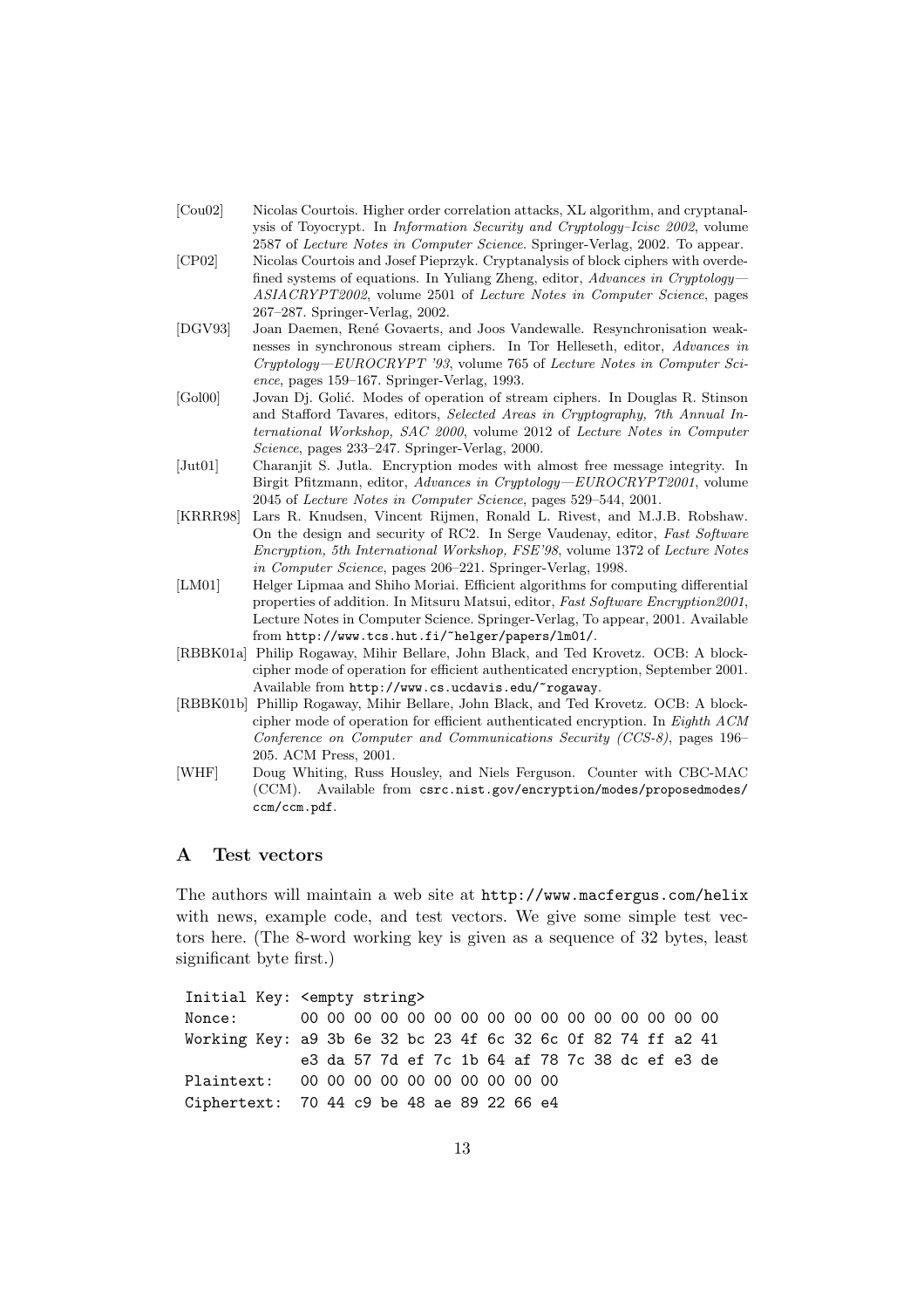[Cou02] Nicolas Courtois. Higher order correlation attacks, XL algorithm, and cryptanalysis of Toyocrypt. In *Information Security and Cryptology–Icisc 2002*, volume 2587 of *Lecture Notes in Computer Science*. Springer-Verlag, 2002. To appear.

[CP02] Nicolas Courtois and Josef Pieprzyk. Cryptanalysis of block ciphers with overdefined systems of equations. In Yuliang Zheng, editor, *Advances in Cryptology—ASIACRYPT2002*, volume 2501 of *Lecture Notes in Computer Science*, pages 267–287. Springer-Verlag, 2002.

[DGV93] Joan Daemen, René Govaerts, and Joos Vandewalle. Resynchronisation weaknesses in synchronous stream ciphers. In Tor Helleseth, editor, *Advances in Cryptology—EUROCRYPT '93*, volume 765 of *Lecture Notes in Computer Science*, pages 159–167. Springer-Verlag, 1993.

[Gol00] Jovan Dj. Golić. Modes of operation of stream ciphers. In Douglas R. Stinson and Stafford Tavares, editors, *Selected Areas in Cryptography, 7th Annual International Workshop, SAC 2000*, volume 2012 of *Lecture Notes in Computer Science*, pages 233–247. Springer-Verlag, 2000.

[Jut01] Charanjit S. Jutla. Encryption modes with almost free message integrity. In Birgit Pfitzmann, editor, *Advances in Cryptology—EUROCRYPT2001*, volume 2045 of *Lecture Notes in Computer Science*, pages 529–544, 2001.

[KRRR98] Lars R. Knudsen, Vincent Rijmen, Ronald L. Rivest, and M.J.B. Robshaw. On the design and security of RC2. In Serge Vaudenay, editor, *Fast Software Encryption, 5th International Workshop, FSE'98*, volume 1372 of *Lecture Notes in Computer Science*, pages 206–221. Springer-Verlag, 1998.

[LM01] Helger Lipmaa and Shiho Moriai. Efficient algorithms for computing differential properties of addition. In Mitsuru Matsui, editor, *Fast Software Encryption2001*, Lecture Notes in Computer Science. Springer-Verlag, To appear, 2001. Available from `http://www.tcs.hut.fi/~helger/papers/lm01/`.

[RBBK01a] Philip Rogaway, Mihir Bellare, John Black, and Ted Krovetz. OCB: A block-cipher mode of operation for efficient authenticated encryption, September 2001. Available from `http://www.cs.ucdavis.edu/~rogaway`.

[RBBK01b] Phillip Rogaway, Mihir Bellare, John Black, and Ted Krovetz. OCB: A block-cipher mode of operation for efficient authenticated encryption. In *Eighth ACM Conference on Computer and Communications Security (CCS-8)*, pages 196–205. ACM Press, 2001.

[WHF] Doug Whiting, Russ Housley, and Niels Ferguson. Counter with CBC-MAC (CCM). Available from `csrc.nist.gov/encryption/modes/proposedmodes/ccm/ccm.pdf`.

## A Test vectors

The authors will maintain a web site at `http://www.macfergus.com/helix` with news, example code, and test vectors. We give some simple test vectors here. (The 8-word working key is given as a sequence of 32 bytes, least significant byte first.)

```
Initial Key: <empty string>
Nonce:       00 00 00 00 00 00 00 00 00 00 00 00 00 00 00 00
Working Key: a9 3b 6e 32 bc 23 4f 6c 32 6c 0f 82 74 ff a2 41
             e3 da 57 7d ef 7c 1b 64 af 78 7c 38 dc ef e3 de
Plaintext:   00 00 00 00 00 00 00 00 00 00
Ciphertext:  70 44 c9 be 48 ae 89 22 66 e4
```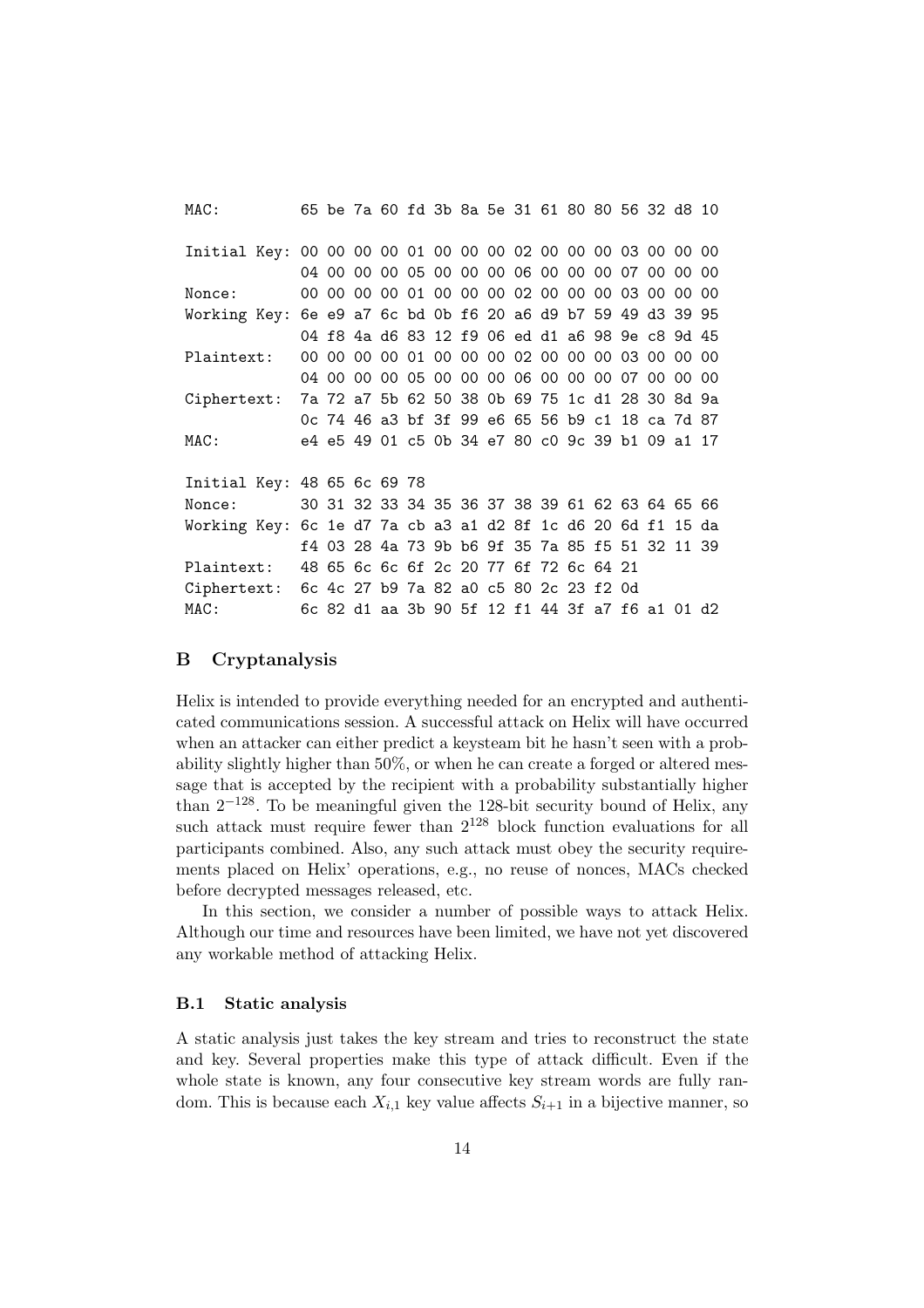```
MAC:          65 be 7a 60 fd 3b 8a 5e 31 61 80 80 56 32 d8 10

Initial Key: 00 00 00 00 01 00 00 00 02 00 00 00 03 00 00 00
             04 00 00 00 05 00 00 00 06 00 00 00 07 00 00 00
Nonce:       00 00 00 00 01 00 00 00 02 00 00 00 03 00 00 00
Working Key: 6e e9 a7 6c bd 0b f6 20 a6 d9 b7 59 49 d3 39 95
             04 f8 4a d6 83 12 f9 06 ed d1 a6 98 9e c8 9d 45
Plaintext:   00 00 00 00 01 00 00 00 02 00 00 00 03 00 00 00
             04 00 00 00 05 00 00 00 06 00 00 00 07 00 00 00
Ciphertext:  7a 72 a7 5b 62 50 38 0b 69 75 1c d1 28 30 8d 9a
             0c 74 46 a3 bf 3f 99 e6 65 56 b9 c1 18 ca 7d 87
MAC:         e4 e5 49 01 c5 0b 34 e7 80 c0 9c 39 b1 09 a1 17

Initial Key: 48 65 6c 69 78
Nonce:       30 31 32 33 34 35 36 37 38 39 61 62 63 64 65 66
Working Key: 6c 1e d7 7a cb a3 a1 d2 8f 1c d6 20 6d f1 15 da
             f4 03 28 4a 73 9b b6 9f 35 7a 85 f5 51 32 11 39
Plaintext:   48 65 6c 6c 6f 2c 20 77 6f 72 6c 64 21
Ciphertext:  6c 4c 27 b9 7a 82 a0 c5 80 2c 23 f2 0d
MAC:         6c 82 d1 aa 3b 90 5f 12 f1 44 3f a7 f6 a1 01 d2
```

## B Cryptanalysis

Helix is intended to provide everything needed for an encrypted and authenticated communications session. A successful attack on Helix will have occurred when an attacker can either predict a keysteam bit he hasn't seen with a probability slightly higher than 50%, or when he can create a forged or altered message that is accepted by the recipient with a probability substantially higher than $2^{-128}$. To be meaningful given the 128-bit security bound of Helix, any such attack must require fewer than $2^{128}$ block function evaluations for all participants combined. Also, any such attack must obey the security requirements placed on Helix' operations, e.g., no reuse of nonces, MACs checked before decrypted messages released, etc.

In this section, we consider a number of possible ways to attack Helix. Although our time and resources have been limited, we have not yet discovered any workable method of attacking Helix.

### B.1 Static analysis

A static analysis just takes the key stream and tries to reconstruct the state and key. Several properties make this type of attack difficult. Even if the whole state is known, any four consecutive key stream words are fully random. This is because each $X_{i,1}$ key value affects $S_{i+1}$ in a bijective manner, so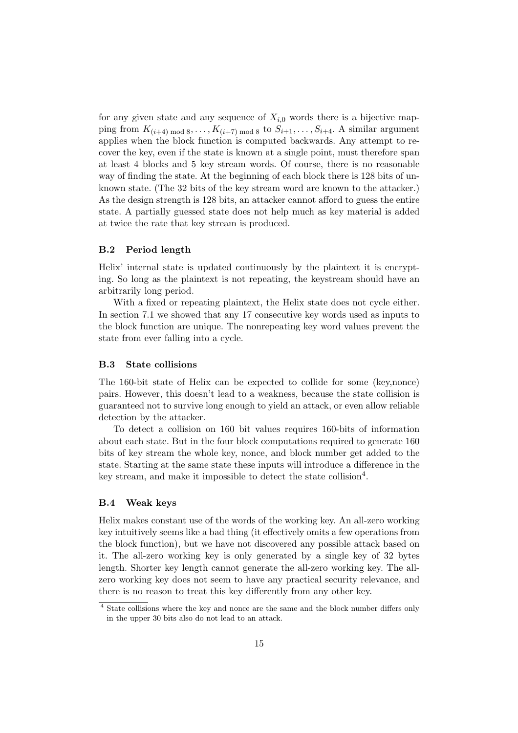for any given state and any sequence of $X_{i,0}$ words there is a bijective mapping from $K_{(i+4) \bmod 8}, \ldots, K_{(i+7) \bmod 8}$ to $S_{i+1}, \ldots, S_{i+4}$. A similar argument applies when the block function is computed backwards. Any attempt to recover the key, even if the state is known at a single point, must therefore span at least 4 blocks and 5 key stream words. Of course, there is no reasonable way of finding the state. At the beginning of each block there is 128 bits of unknown state. (The 32 bits of the key stream word are known to the attacker.) As the design strength is 128 bits, an attacker cannot afford to guess the entire state. A partially guessed state does not help much as key material is added at twice the rate that key stream is produced.

### B.2 Period length

Helix' internal state is updated continuously by the plaintext it is encrypting. So long as the plaintext is not repeating, the keystream should have an arbitrarily long period.

With a fixed or repeating plaintext, the Helix state does not cycle either. In section 7.1 we showed that any 17 consecutive key words used as inputs to the block function are unique. The nonrepeating key word values prevent the state from ever falling into a cycle.

### B.3 State collisions

The 160-bit state of Helix can be expected to collide for some (key,nonce) pairs. However, this doesn't lead to a weakness, because the state collision is guaranteed not to survive long enough to yield an attack, or even allow reliable detection by the attacker.

To detect a collision on 160 bit values requires 160-bits of information about each state. But in the four block computations required to generate 160 bits of key stream the whole key, nonce, and block number get added to the state. Starting at the same state these inputs will introduce a difference in the key stream, and make it impossible to detect the state collision[4].

### B.4 Weak keys

Helix makes constant use of the words of the working key. An all-zero working key intuitively seems like a bad thing (it effectively omits a few operations from the block function), but we have not discovered any possible attack based on it. The all-zero working key is only generated by a single key of 32 bytes length. Shorter key length cannot generate the all-zero working key. The all-zero working key does not seem to have any practical security relevance, and there is no reason to treat this key differently from any other key.

[4] State collisions where the key and nonce are the same and the block number differs only in the upper 30 bits also do not lead to an attack.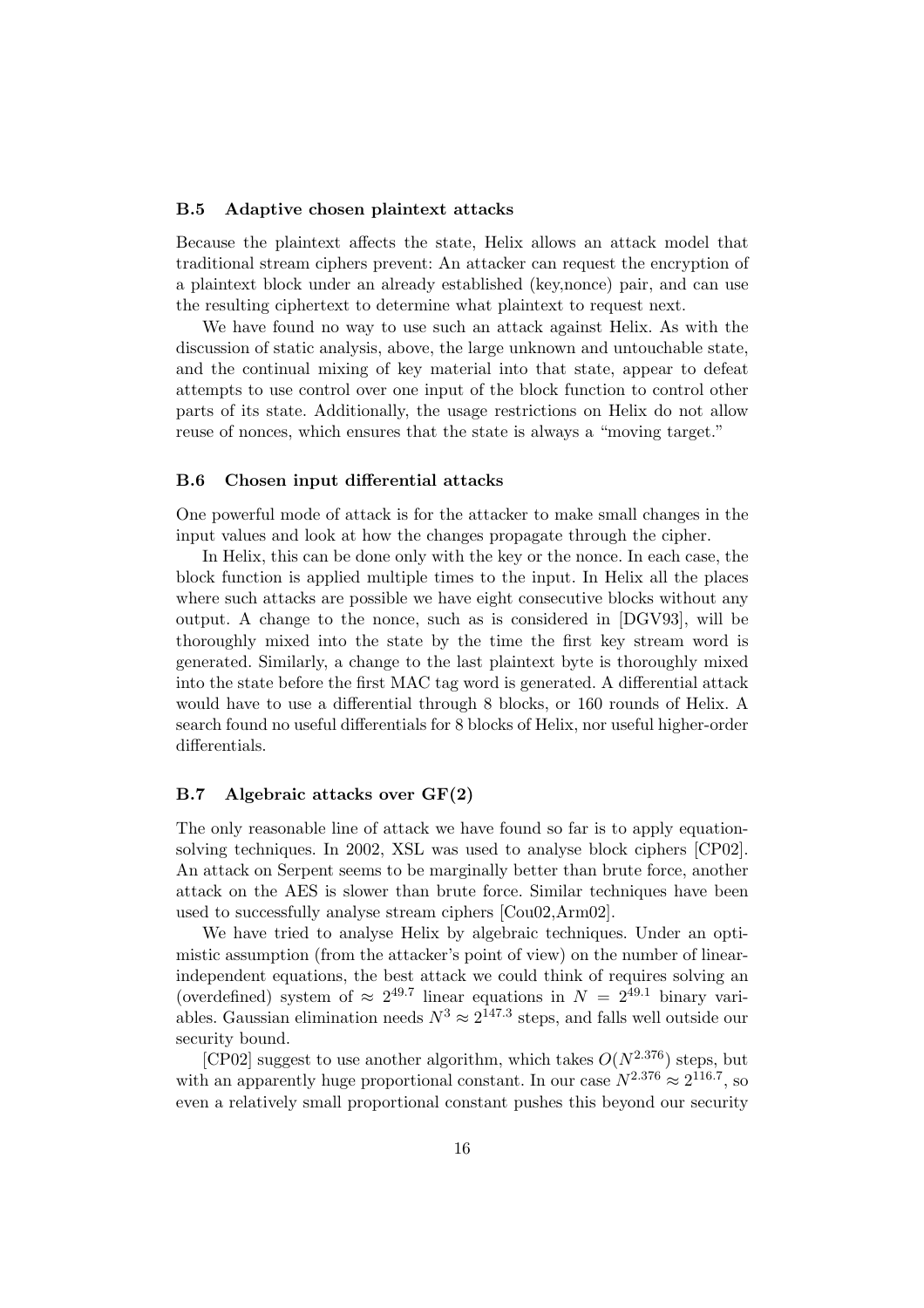### B.5 Adaptive chosen plaintext attacks

Because the plaintext affects the state, Helix allows an attack model that traditional stream ciphers prevent: An attacker can request the encryption of a plaintext block under an already established (key,nonce) pair, and can use the resulting ciphertext to determine what plaintext to request next.

We have found no way to use such an attack against Helix. As with the discussion of static analysis, above, the large unknown and untouchable state, and the continual mixing of key material into that state, appear to defeat attempts to use control over one input of the block function to control other parts of its state. Additionally, the usage restrictions on Helix do not allow reuse of nonces, which ensures that the state is always a "moving target."

### B.6 Chosen input differential attacks

One powerful mode of attack is for the attacker to make small changes in the input values and look at how the changes propagate through the cipher.

In Helix, this can be done only with the key or the nonce. In each case, the block function is applied multiple times to the input. In Helix all the places where such attacks are possible we have eight consecutive blocks without any output. A change to the nonce, such as is considered in [DGV93], will be thoroughly mixed into the state by the time the first key stream word is generated. Similarly, a change to the last plaintext byte is thoroughly mixed into the state before the first MAC tag word is generated. A differential attack would have to use a differential through 8 blocks, or 160 rounds of Helix. A search found no useful differentials for 8 blocks of Helix, nor useful higher-order differentials.

### B.7 Algebraic attacks over GF(2)

The only reasonable line of attack we have found so far is to apply equation-solving techniques. In 2002, XSL was used to analyse block ciphers [CP02]. An attack on Serpent seems to be marginally better than brute force, another attack on the AES is slower than brute force. Similar techniques have been used to successfully analyse stream ciphers [Cou02,Arm02].

We have tried to analyse Helix by algebraic techniques. Under an optimistic assumption (from the attacker's point of view) on the number of linear-independent equations, the best attack we could think of requires solving an (overdefined) system of $\approx 2^{49.7}$ linear equations in $N = 2^{49.1}$ binary variables. Gaussian elimination needs $N^3 \approx 2^{147.3}$ steps, and falls well outside our security bound.

[CP02] suggest to use another algorithm, which takes $O(N^{2.376})$ steps, but with an apparently huge proportional constant. In our case $N^{2.376} \approx 2^{116.7}$, so even a relatively small proportional constant pushes this beyond our security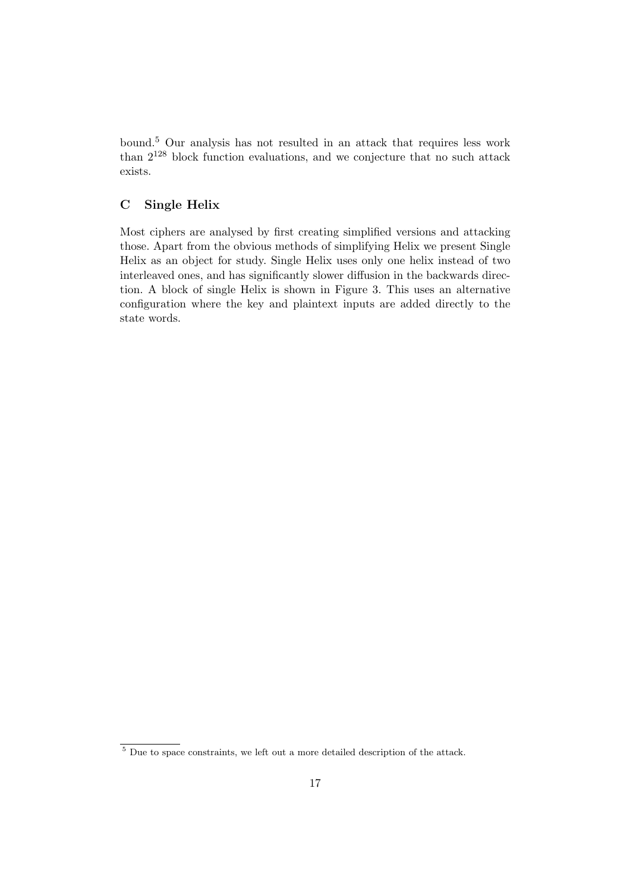bound.[5] Our analysis has not resulted in an attack that requires less work than $2^{128}$ block function evaluations, and we conjecture that no such attack exists.

## C Single Helix

Most ciphers are analysed by first creating simplified versions and attacking those. Apart from the obvious methods of simplifying Helix we present Single Helix as an object for study. Single Helix uses only one helix instead of two interleaved ones, and has significantly slower diffusion in the backwards direction. A block of single Helix is shown in Figure 3. This uses an alternative configuration where the key and plaintext inputs are added directly to the state words.

[5] Due to space constraints, we left out a more detailed description of the attack.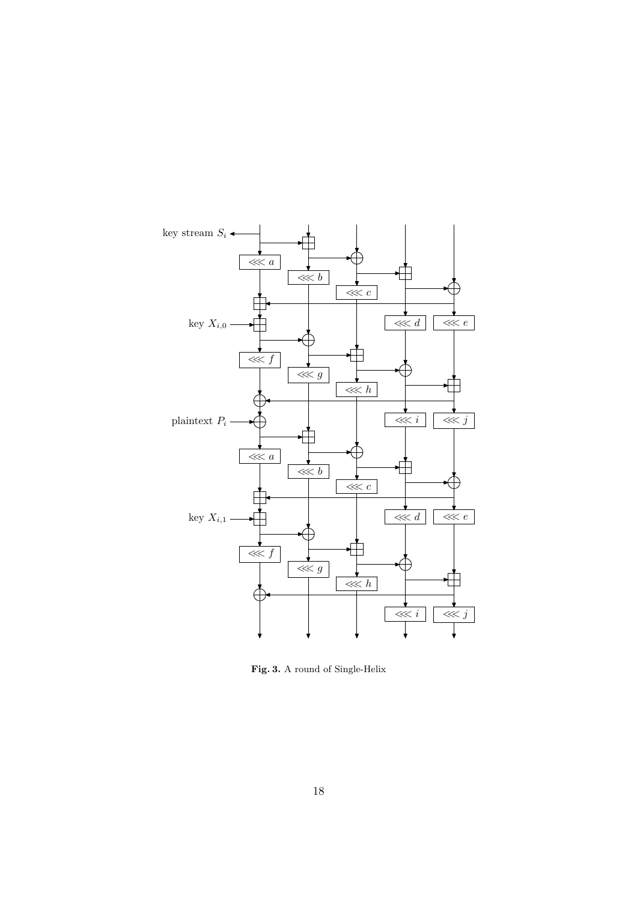key stream $S_i$

$\lll a$

$\lll b$

$\lll c$

key $X_{i,0}$

$\lll d$

$\lll e$

$\lll f$

$\lll g$

$\lll h$

plaintext $P_i$

$\lll i$

$\lll j$

$\lll a$

$\lll b$

$\lll c$

key $X_{i,1}$

$\lll d$

$\lll e$

$\lll f$

$\lll g$

$\lll h$

$\lll i$

$\lll j$

**Fig. 3.** A round of Single-Helix